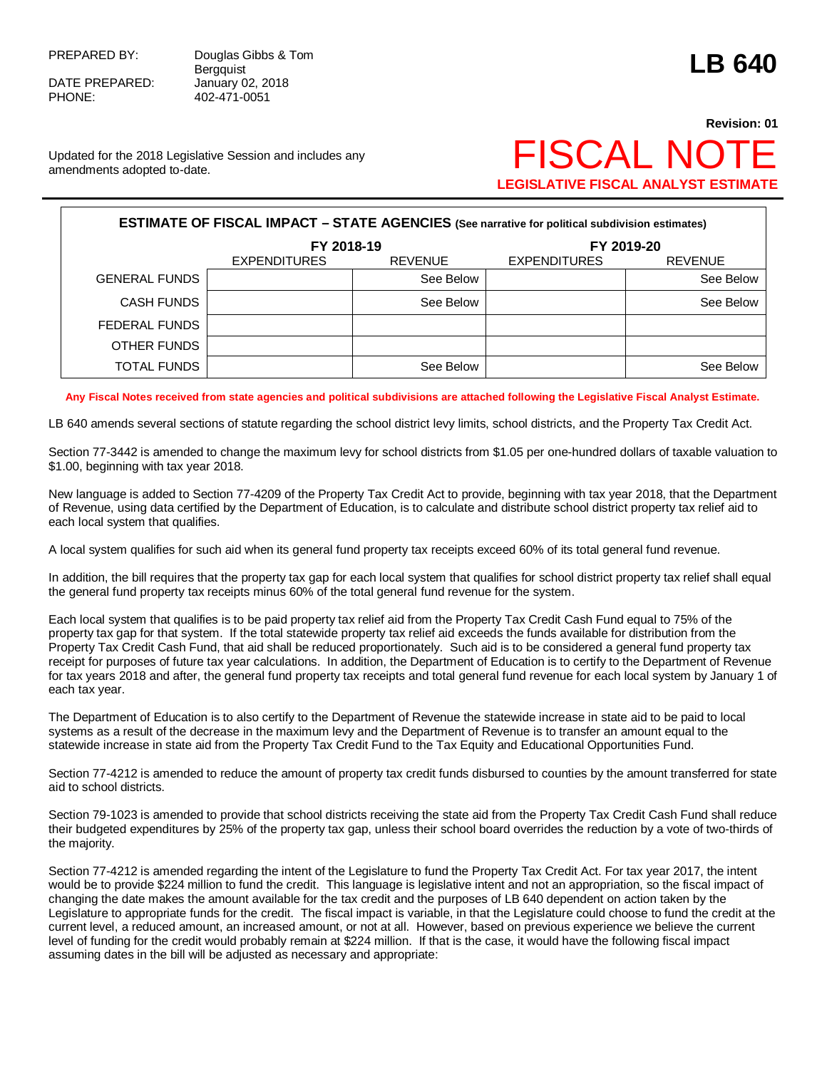PREPARED BY: Douglas Gibbs & Tom Bergquist
DATE PREPARED: January 02, 2018
PHONE: 402-471-0051

# LB 640

**Revision: 01**

# FISCAL NOTE

**LEGISLATIVE FISCAL ANALYST ESTIMATE**

Updated for the 2018 Legislative Session and includes any amendments adopted to-date.

**ESTIMATE OF FISCAL IMPACT – STATE AGENCIES** (See narrative for political subdivision estimates)

| | FY 2018-19 | | FY 2019-20 | |
|---|---|---|---|---|
| | EXPENDITURES | REVENUE | EXPENDITURES | REVENUE |
| GENERAL FUNDS | | See Below | | See Below |
| CASH FUNDS | | See Below | | See Below |
| FEDERAL FUNDS | | | | |
| OTHER FUNDS | | | | |
| TOTAL FUNDS | | See Below | | See Below |

**Any Fiscal Notes received from state agencies and political subdivisions are attached following the Legislative Fiscal Analyst Estimate.**

LB 640 amends several sections of statute regarding the school district levy limits, school districts, and the Property Tax Credit Act.

Section 77-3442 is amended to change the maximum levy for school districts from $1.05 per one-hundred dollars of taxable valuation to $1.00, beginning with tax year 2018.

New language is added to Section 77-4209 of the Property Tax Credit Act to provide, beginning with tax year 2018, that the Department of Revenue, using data certified by the Department of Education, is to calculate and distribute school district property tax relief aid to each local system that qualifies.

A local system qualifies for such aid when its general fund property tax receipts exceed 60% of its total general fund revenue.

In addition, the bill requires that the property tax gap for each local system that qualifies for school district property tax relief shall equal the general fund property tax receipts minus 60% of the total general fund revenue for the system.

Each local system that qualifies is to be paid property tax relief aid from the Property Tax Credit Cash Fund equal to 75% of the property tax gap for that system. If the total statewide property tax relief aid exceeds the funds available for distribution from the Property Tax Credit Cash Fund, that aid shall be reduced proportionately. Such aid is to be considered a general fund property tax receipt for purposes of future tax year calculations. In addition, the Department of Education is to certify to the Department of Revenue for tax years 2018 and after, the general fund property tax receipts and total general fund revenue for each local system by January 1 of each tax year.

The Department of Education is to also certify to the Department of Revenue the statewide increase in state aid to be paid to local systems as a result of the decrease in the maximum levy and the Department of Revenue is to transfer an amount equal to the statewide increase in state aid from the Property Tax Credit Fund to the Tax Equity and Educational Opportunities Fund.

Section 77-4212 is amended to reduce the amount of property tax credit funds disbursed to counties by the amount transferred for state aid to school districts.

Section 79-1023 is amended to provide that school districts receiving the state aid from the Property Tax Credit Cash Fund shall reduce their budgeted expenditures by 25% of the property tax gap, unless their school board overrides the reduction by a vote of two-thirds of the majority.

Section 77-4212 is amended regarding the intent of the Legislature to fund the Property Tax Credit Act. For tax year 2017, the intent would be to provide $224 million to fund the credit. This language is legislative intent and not an appropriation, so the fiscal impact of changing the date makes the amount available for the tax credit and the purposes of LB 640 dependent on action taken by the Legislature to appropriate funds for the credit. The fiscal impact is variable, in that the Legislature could choose to fund the credit at the current level, a reduced amount, an increased amount, or not at all. However, based on previous experience we believe the current level of funding for the credit would probably remain at $224 million. If that is the case, it would have the following fiscal impact assuming dates in the bill will be adjusted as necessary and appropriate: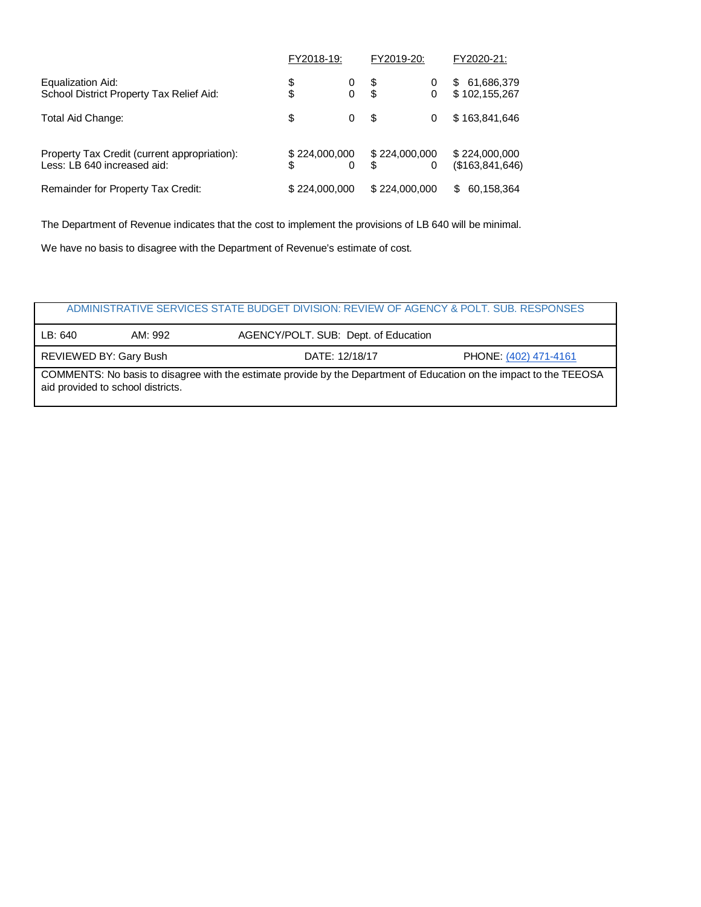| | FY2018-19: | FY2019-20: | FY2020-21: |
|---|---|---|---|
| Equalization Aid: | $ 0 | $ 0 | $ 61,686,379 |
| School District Property Tax Relief Aid: | $ 0 | $ 0 | $ 102,155,267 |
| Total Aid Change: | $ 0 | $ 0 | $ 163,841,646 |
| Property Tax Credit (current appropriation): | $ 224,000,000 | $ 224,000,000 | $ 224,000,000 |
| Less: LB 640 increased aid: | $ 0 | $ 0 | ($163,841,646) |
| Remainder for Property Tax Credit: | $ 224,000,000 | $ 224,000,000 | $ 60,158,364 |

The Department of Revenue indicates that the cost to implement the provisions of LB 640 will be minimal.

We have no basis to disagree with the Department of Revenue's estimate of cost.

| ADMINISTRATIVE SERVICES STATE BUDGET DIVISION: REVIEW OF AGENCY & POLT. SUB. RESPONSES | | | |
|---|---|---|---|
| LB: 640 | AM: 992 | AGENCY/POLT. SUB: Dept. of Education | |
| REVIEWED BY: Gary Bush | | DATE: 12/18/17 | PHONE: (402) 471-4161 |
| COMMENTS: No basis to disagree with the estimate provide by the Department of Education on the impact to the TEEOSA aid provided to school districts. | | | |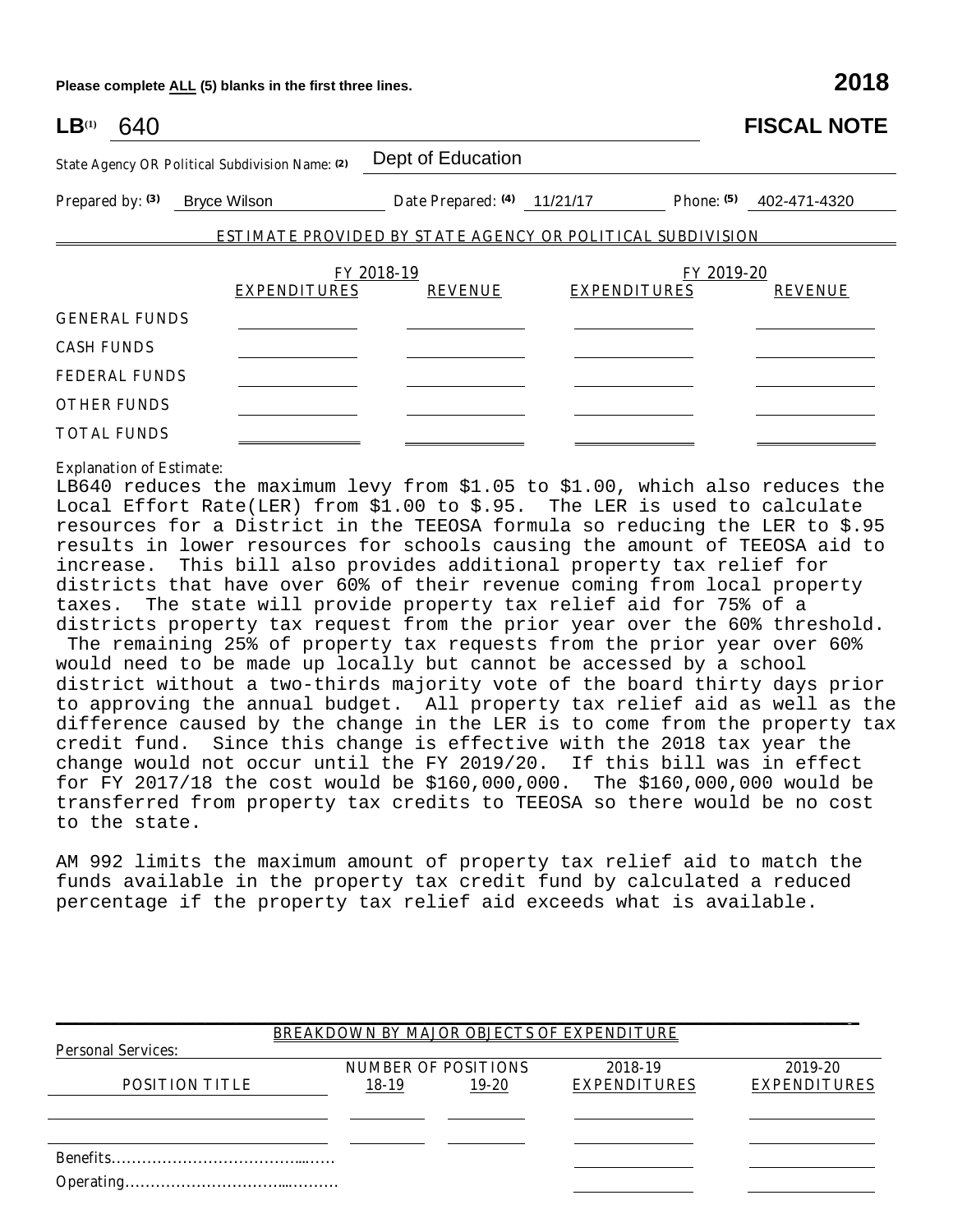Please complete ALL (5) blanks in the first three lines.

**2018**

**LB**(1) 640

**FISCAL NOTE**

State Agency OR Political Subdivision Name: (2) Dept of Education

Prepared by: (3) Bryce Wilson    Date Prepared: (4) 11/21/17    Phone: (5) 402-471-4320

ESTIMATE PROVIDED BY STATE AGENCY OR POLITICAL SUBDIVISION

| | FY 2018-19 | | FY 2019-20 | |
|---|---|---|---|---|
| | EXPENDITURES | REVENUE | EXPENDITURES | REVENUE |
| GENERAL FUNDS | | | | |
| CASH FUNDS | | | | |
| FEDERAL FUNDS | | | | |
| OTHER FUNDS | | | | |
| TOTAL FUNDS | | | | |

Explanation of Estimate:

LB640 reduces the maximum levy from $1.05 to $1.00, which also reduces the Local Effort Rate(LER) from $1.00 to $.95. The LER is used to calculate resources for a District in the TEEOSA formula so reducing the LER to $.95 results in lower resources for schools causing the amount of TEEOSA aid to increase. This bill also provides additional property tax relief for districts that have over 60% of their revenue coming from local property taxes. The state will provide property tax relief aid for 75% of a districts property tax request from the prior year over the 60% threshold. The remaining 25% of property tax requests from the prior year over 60% would need to be made up locally but cannot be accessed by a school district without a two-thirds majority vote of the board thirty days prior to approving the annual budget. All property tax relief aid as well as the difference caused by the change in the LER is to come from the property tax credit fund. Since this change is effective with the 2018 tax year the change would not occur until the FY 2019/20. If this bill was in effect for FY 2017/18 the cost would be $160,000,000. The $160,000,000 would be transferred from property tax credits to TEEOSA so there would be no cost to the state.

AM 992 limits the maximum amount of property tax relief aid to match the funds available in the property tax credit fund by calculated a reduced percentage if the property tax relief aid exceeds what is available.

BREAKDOWN BY MAJOR OBJECTS OF EXPENDITURE

Personal Services:

| POSITION TITLE | NUMBER OF POSITIONS 18-19 | NUMBER OF POSITIONS 19-20 | 2018-19 EXPENDITURES | 2019-20 EXPENDITURES |
|---|---|---|---|---|
| | | | | |
| | | | | |
| Benefits................................................ | | | | |
| Operating................................................ | | | | |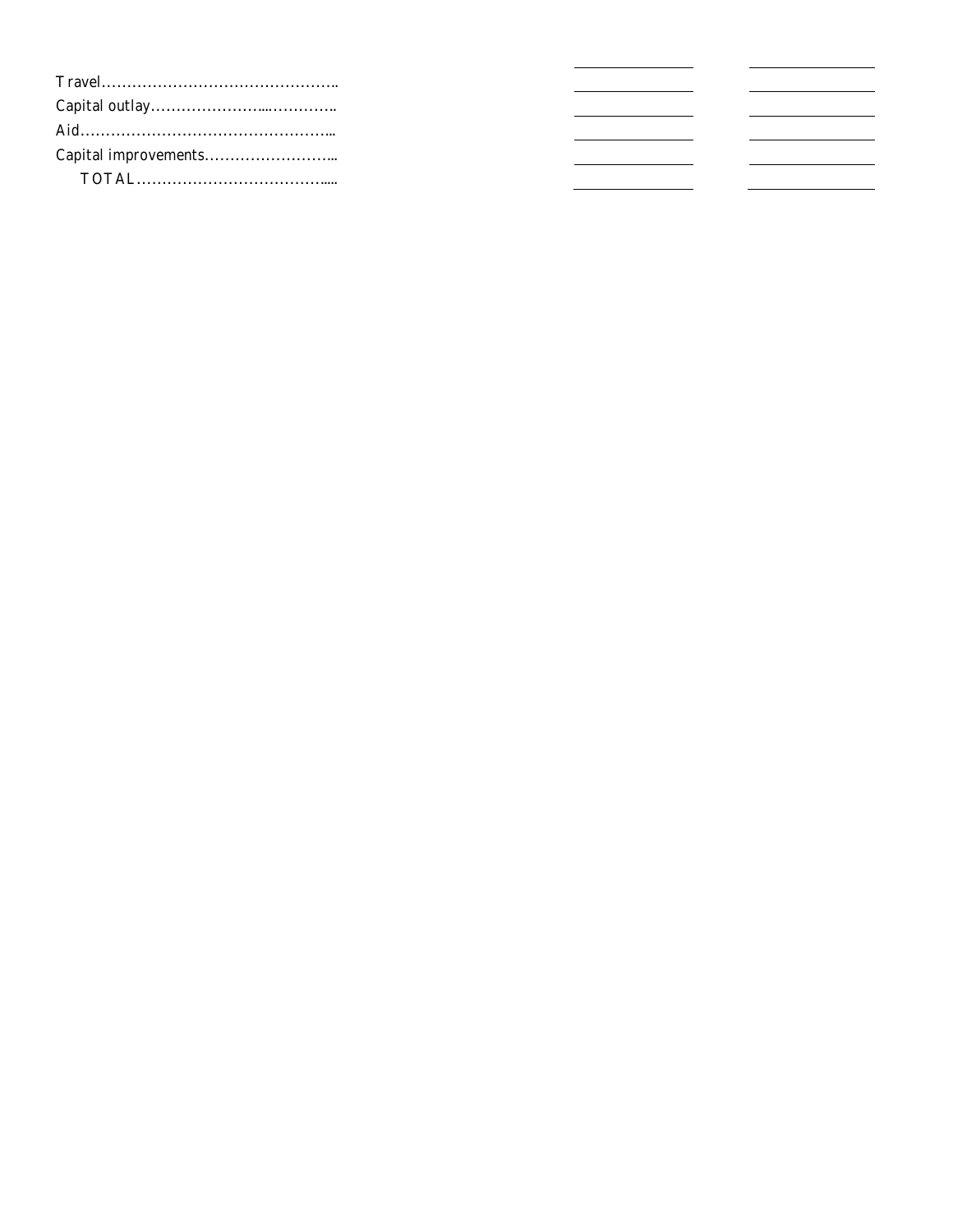| | | |
|---|---|---|
| Travel………………………………………….. | | |
| Capital outlay…………………….………….. | | |
| Aid…………………………………………… | | |
| Capital improvements…………………….. | | |
| TOTAL………………………………….... | | |